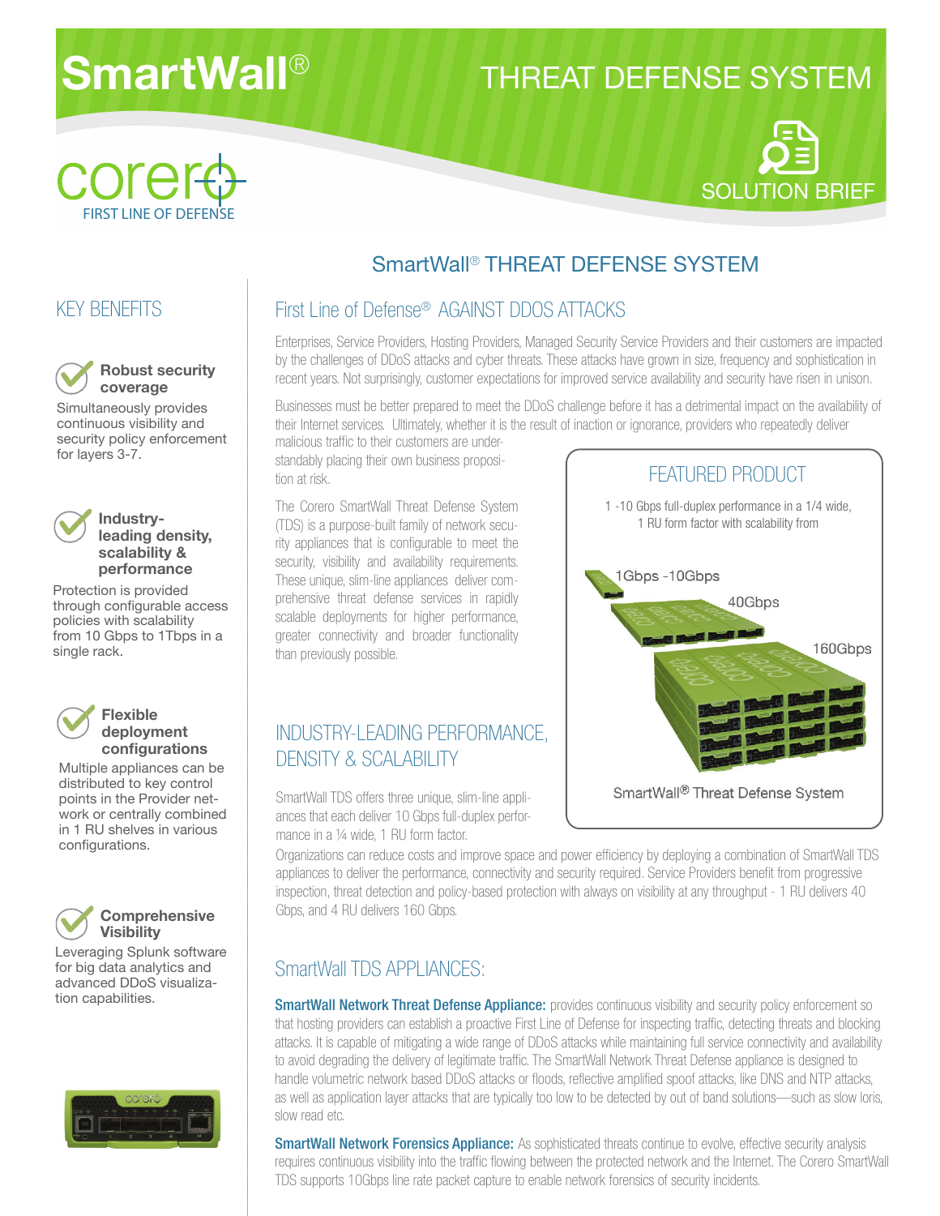# SmartWall® THREAT DEFENSE SYSTEM

corero FIRST LINE OF DEFENSE

SOLUTION BRIEF

## SmartWall® THREAT DEFENSE SYSTEM

### KEY BENEFITS

**Robust security coverage**

Simultaneously provides continuous visibility and security policy enforcement for layers 3-7.

**Industry-leading density, scalability & performance**

Protection is provided through configurable access policies with scalability from 10 Gbps to 1Tbps in a single rack.

**Flexible deployment configurations**

Multiple appliances can be distributed to key control points in the Provider network or centrally combined in 1 RU shelves in various configurations.

**Comprehensive Visibility**

Leveraging Splunk software for big data analytics and advanced DDoS visualization capabilities.

### First Line of Defense® AGAINST DDOS ATTACKS

Enterprises, Service Providers, Hosting Providers, Managed Security Service Providers and their customers are impacted by the challenges of DDoS attacks and cyber threats. These attacks have grown in size, frequency and sophistication in recent years. Not surprisingly, customer expectations for improved service availability and security have risen in unison.

Businesses must be better prepared to meet the DDoS challenge before it has a detrimental impact on the availability of their Internet services. Ultimately, whether it is the result of inaction or ignorance, providers who repeatedly deliver malicious traffic to their customers are understandably placing their own business proposition at risk.

The Corero SmartWall Threat Defense System (TDS) is a purpose-built family of network security appliances that is configurable to meet the security, visibility and availability requirements. These unique, slim-line appliances deliver comprehensive threat defense services in rapidly scalable deployments for higher performance, greater connectivity and broader functionality than previously possible.

### FEATURED PRODUCT

1 -10 Gbps full-duplex performance in a 1/4 wide, 1 RU form factor with scalability from

1Gbps -10Gbps

40Gbps

160Gbps

SmartWall® Threat Defense System

### INDUSTRY-LEADING PERFORMANCE, DENSITY & SCALABILITY

SmartWall TDS offers three unique, slim-line appliances that each deliver 10 Gbps full-duplex performance in a ¼ wide, 1 RU form factor.

Organizations can reduce costs and improve space and power efficiency by deploying a combination of SmartWall TDS appliances to deliver the performance, connectivity and security required. Service Providers benefit from progressive inspection, threat detection and policy-based protection with always on visibility at any throughput - 1 RU delivers 40 Gbps, and 4 RU delivers 160 Gbps.

### SmartWall TDS APPLIANCES:

**SmartWall Network Threat Defense Appliance:** provides continuous visibility and security policy enforcement so that hosting providers can establish a proactive First Line of Defense for inspecting traffic, detecting threats and blocking attacks. It is capable of mitigating a wide range of DDoS attacks while maintaining full service connectivity and availability to avoid degrading the delivery of legitimate traffic. The SmartWall Network Threat Defense appliance is designed to handle volumetric network based DDoS attacks or floods, reflective amplified spoof attacks, like DNS and NTP attacks, as well as application layer attacks that are typically too low to be detected by out of band solutions—such as slow loris, slow read etc.

**SmartWall Network Forensics Appliance:** As sophisticated threats continue to evolve, effective security analysis requires continuous visibility into the traffic flowing between the protected network and the Internet. The Corero SmartWall TDS supports 10Gbps line rate packet capture to enable network forensics of security incidents.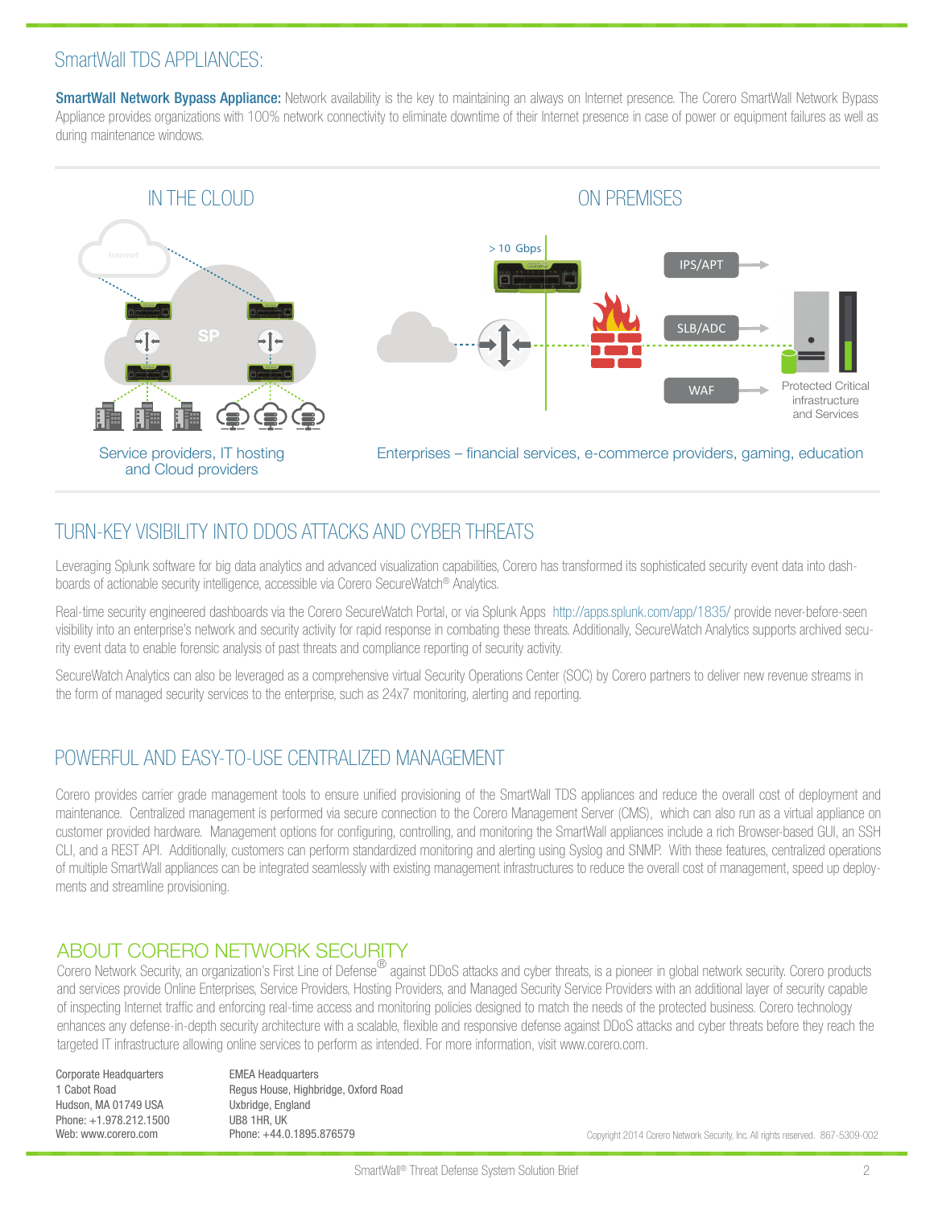## SmartWall TDS APPLIANCES:

**SmartWall Network Bypass Appliance:** Network availability is the key to maintaining an always on Internet presence. The Corero SmartWall Network Bypass Appliance provides organizations with 100% network connectivity to eliminate downtime of their Internet presence in case of power or equipment failures as well as during maintenance windows.

IN THE CLOUD

Internet

SP

Service providers, IT hosting and Cloud providers

ON PREMISES

> 10 Gbps

IPS/APT

SLB/ADC

WAF

Protected Critical infrastructure and Services

Enterprises – financial services, e-commerce providers, gaming, education

## TURN-KEY VISIBILITY INTO DDOS ATTACKS AND CYBER THREATS

Leveraging Splunk software for big data analytics and advanced visualization capabilities, Corero has transformed its sophisticated security event data into dashboards of actionable security intelligence, accessible via Corero SecureWatch® Analytics.

Real-time security engineered dashboards via the Corero SecureWatch Portal, or via Splunk Apps http://apps.splunk.com/app/1835/ provide never-before-seen visibility into an enterprise's network and security activity for rapid response in combating these threats. Additionally, SecureWatch Analytics supports archived security event data to enable forensic analysis of past threats and compliance reporting of security activity.

SecureWatch Analytics can also be leveraged as a comprehensive virtual Security Operations Center (SOC) by Corero partners to deliver new revenue streams in the form of managed security services to the enterprise, such as 24x7 monitoring, alerting and reporting.

## POWERFUL AND EASY-TO-USE CENTRALIZED MANAGEMENT

Corero provides carrier grade management tools to ensure unified provisioning of the SmartWall TDS appliances and reduce the overall cost of deployment and maintenance. Centralized management is performed via secure connection to the Corero Management Server (CMS), which can also run as a virtual appliance on customer provided hardware. Management options for configuring, controlling, and monitoring the SmartWall appliances include a rich Browser-based GUI, an SSH CLI, and a REST API. Additionally, customers can perform standardized monitoring and alerting using Syslog and SNMP. With these features, centralized operations of multiple SmartWall appliances can be integrated seamlessly with existing management infrastructures to reduce the overall cost of management, speed up deployments and streamline provisioning.

## ABOUT CORERO NETWORK SECURITY

Corero Network Security, an organization's First Line of Defense® against DDoS attacks and cyber threats, is a pioneer in global network security. Corero products and services provide Online Enterprises, Service Providers, Hosting Providers, and Managed Security Service Providers with an additional layer of security capable of inspecting Internet traffic and enforcing real-time access and monitoring policies designed to match the needs of the protected business. Corero technology enhances any defense-in-depth security architecture with a scalable, flexible and responsive defense against DDoS attacks and cyber threats before they reach the targeted IT infrastructure allowing online services to perform as intended. For more information, visit www.corero.com.

Corporate Headquarters
1 Cabot Road
Hudson, MA 01749 USA
Phone: +1.978.212.1500
Web: www.corero.com

EMEA Headquarters
Regus House, Highbridge, Oxford Road
Uxbridge, England
UB8 1HR, UK
Phone: +44.0.1895.876579

Copyright 2014 Corero Network Security, Inc. All rights reserved. 867-5309-002